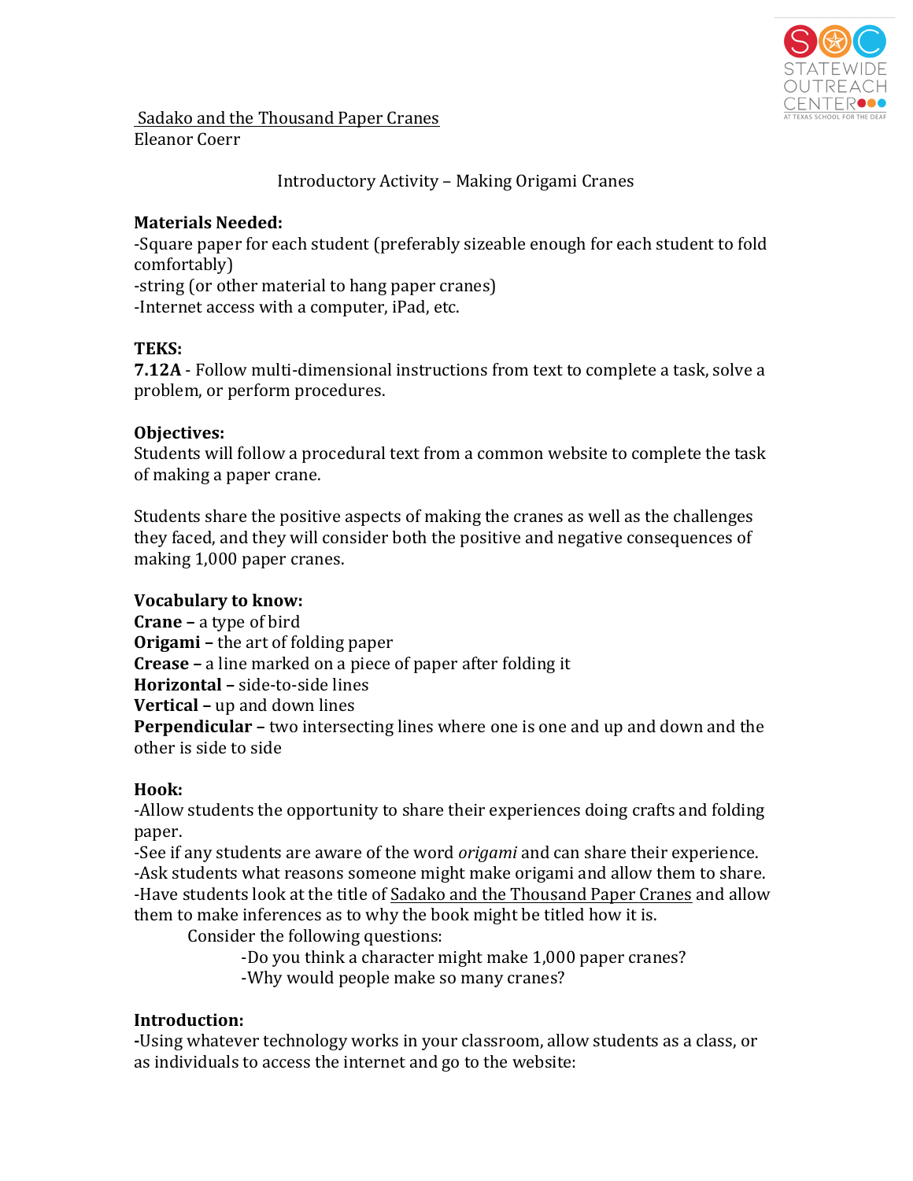Sadako and the Thousand Paper Cranes
Eleanor Coerr

Introductory Activity – Making Origami Cranes

**Materials Needed:**
-Square paper for each student (preferably sizeable enough for each student to fold comfortably)
-string (or other material to hang paper cranes)
-Internet access with a computer, iPad, etc.

**TEKS:**
**7.12A** - Follow multi-dimensional instructions from text to complete a task, solve a problem, or perform procedures.

**Objectives:**
Students will follow a procedural text from a common website to complete the task of making a paper crane.

Students share the positive aspects of making the cranes as well as the challenges they faced, and they will consider both the positive and negative consequences of making 1,000 paper cranes.

**Vocabulary to know:**
**Crane –** a type of bird
**Origami –** the art of folding paper
**Crease –** a line marked on a piece of paper after folding it
**Horizontal –** side-to-side lines
**Vertical –** up and down lines
**Perpendicular –** two intersecting lines where one is one and up and down and the other is side to side

**Hook:**
-Allow students the opportunity to share their experiences doing crafts and folding paper.
-See if any students are aware of the word *origami* and can share their experience.
-Ask students what reasons someone might make origami and allow them to share.
-Have students look at the title of Sadako and the Thousand Paper Cranes and allow them to make inferences as to why the book might be titled how it is.
Consider the following questions:
-Do you think a character might make 1,000 paper cranes?
-Why would people make so many cranes?

**Introduction:**
-Using whatever technology works in your classroom, allow students as a class, or as individuals to access the internet and go to the website: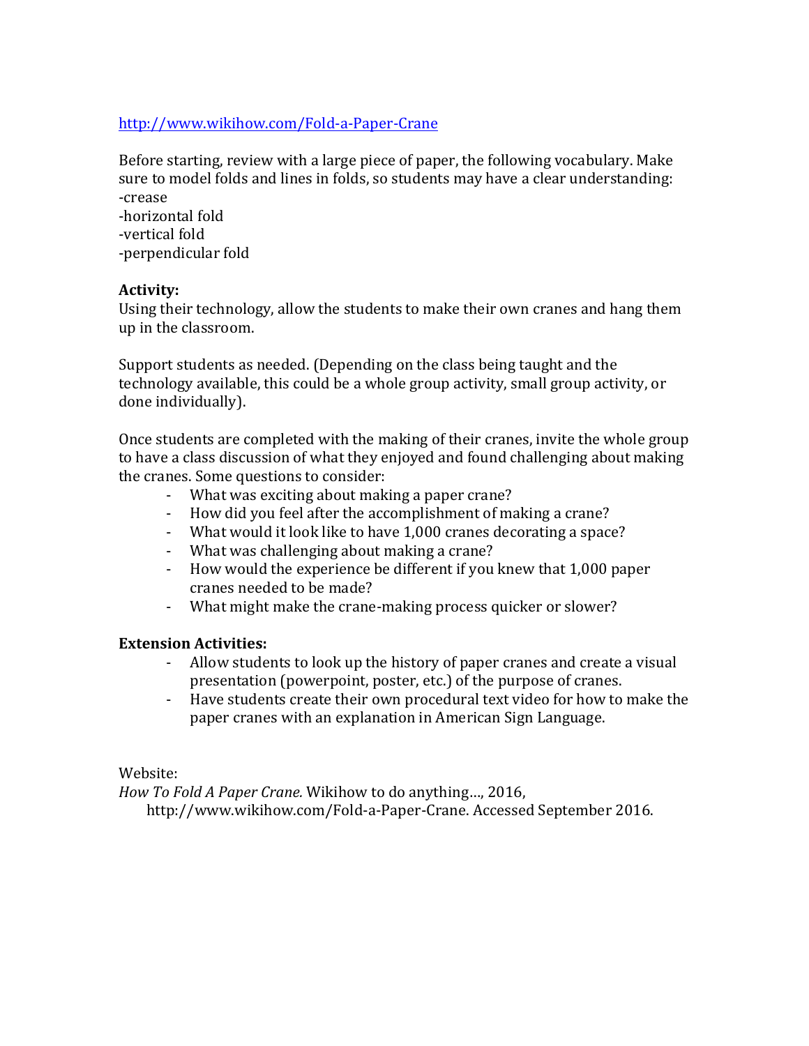http://www.wikihow.com/Fold-a-Paper-Crane

Before starting, review with a large piece of paper, the following vocabulary. Make sure to model folds and lines in folds, so students may have a clear understanding:
-crease
-horizontal fold
-vertical fold
-perpendicular fold

**Activity:**
Using their technology, allow the students to make their own cranes and hang them up in the classroom.

Support students as needed. (Depending on the class being taught and the technology available, this could be a whole group activity, small group activity, or done individually).

Once students are completed with the making of their cranes, invite the whole group to have a class discussion of what they enjoyed and found challenging about making the cranes. Some questions to consider:

- What was exciting about making a paper crane?
- How did you feel after the accomplishment of making a crane?
- What would it look like to have 1,000 cranes decorating a space?
- What was challenging about making a crane?
- How would the experience be different if you knew that 1,000 paper cranes needed to be made?
- What might make the crane-making process quicker or slower?

**Extension Activities:**

- Allow students to look up the history of paper cranes and create a visual presentation (powerpoint, poster, etc.) of the purpose of cranes.
- Have students create their own procedural text video for how to make the paper cranes with an explanation in American Sign Language.

Website:
*How To Fold A Paper Crane.* Wikihow to do anything…, 2016, http://www.wikihow.com/Fold-a-Paper-Crane. Accessed September 2016.